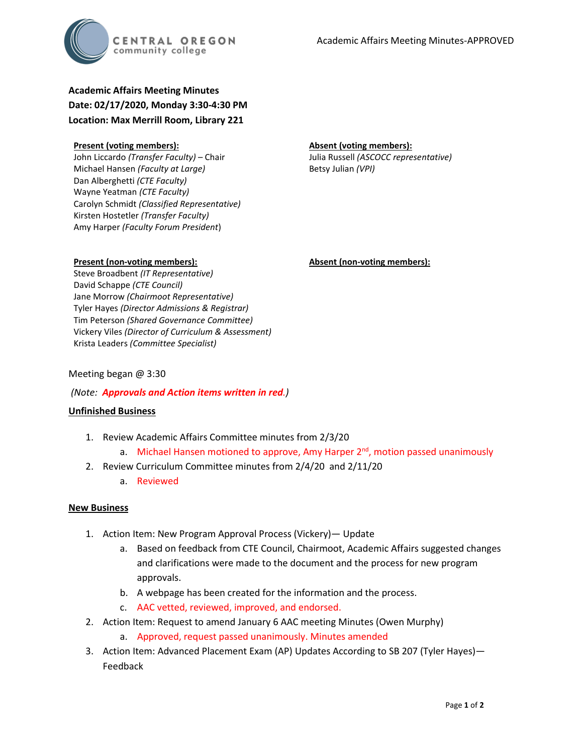# Academic Affairs Meeting Minutes

**Date: 02/17/2020, Monday 3:30-4:30 PM**

**Location: Max Merrill Room, Library 221**

**Present (voting members):**

John Liccardo *(Transfer Faculty)* – Chair
Michael Hansen *(Faculty at Large)*
Dan Alberghetti *(CTE Faculty)*
Wayne Yeatman *(CTE Faculty)*
Carolyn Schmidt *(Classified Representative)*
Kirsten Hostetler *(Transfer Faculty)*
Amy Harper *(Faculty Forum President)*

**Absent (voting members):**

Julia Russell *(ASCOCC representative)*
Betsy Julian *(VPI)*

**Present (non-voting members):**

Steve Broadbent *(IT Representative)*
David Schappe *(CTE Council)*
Jane Morrow *(Chairmoot Representative)*
Tyler Hayes *(Director Admissions & Registrar)*
Tim Peterson *(Shared Governance Committee)*
Vickery Viles *(Director of Curriculum & Assessment)*
Krista Leaders *(Committee Specialist)*

**Absent (non-voting members):**

Meeting began @ 3:30

*(Note: **Approvals and Action items written in red**.)*

## Unfinished Business

1. Review Academic Affairs Committee minutes from 2/3/20
   a. Michael Hansen motioned to approve, Amy Harper 2nd, motion passed unanimously
2. Review Curriculum Committee minutes from 2/4/20 and 2/11/20
   a. Reviewed

## New Business

1. Action Item: New Program Approval Process (Vickery)— Update
   a. Based on feedback from CTE Council, Chairmoot, Academic Affairs suggested changes and clarifications were made to the document and the process for new program approvals.
   b. A webpage has been created for the information and the process.
   c. AAC vetted, reviewed, improved, and endorsed.
2. Action Item: Request to amend January 6 AAC meeting Minutes (Owen Murphy)
   a. Approved, request passed unanimously. Minutes amended
3. Action Item: Advanced Placement Exam (AP) Updates According to SB 207 (Tyler Hayes)— Feedback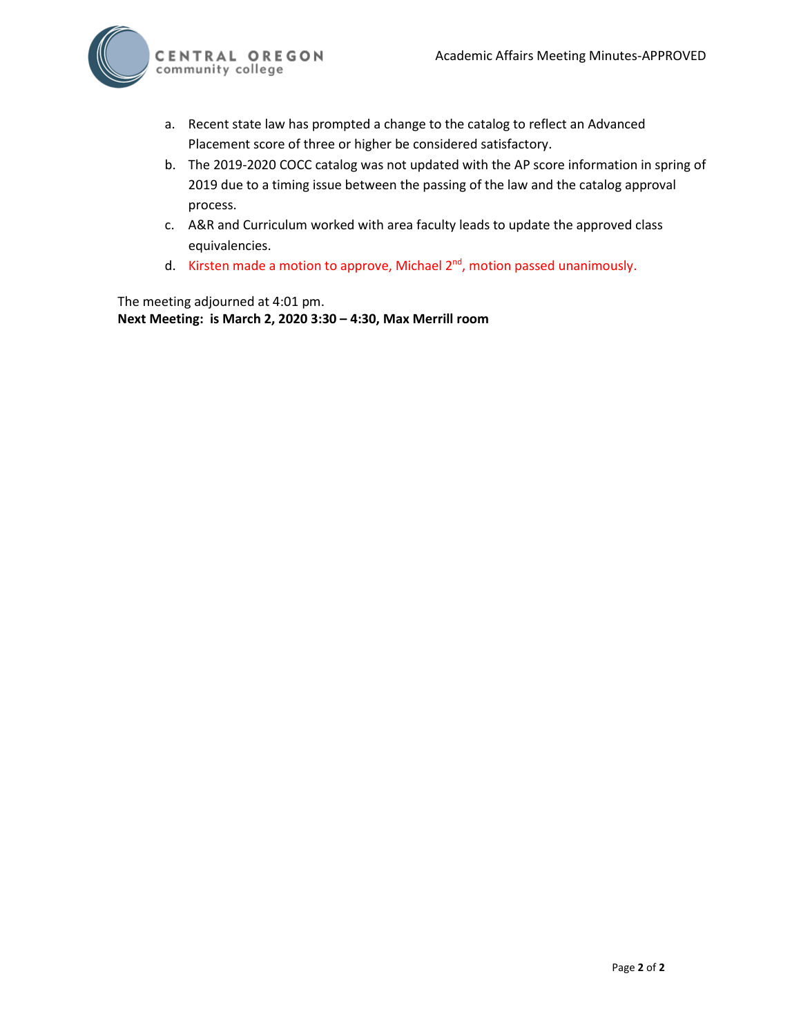a. Recent state law has prompted a change to the catalog to reflect an Advanced Placement score of three or higher be considered satisfactory.
b. The 2019-2020 COCC catalog was not updated with the AP score information in spring of 2019 due to a timing issue between the passing of the law and the catalog approval process.
c. A&R and Curriculum worked with area faculty leads to update the approved class equivalencies.
d. Kirsten made a motion to approve, Michael 2nd, motion passed unanimously.

The meeting adjourned at 4:01 pm.

**Next Meeting: is March 2, 2020 3:30 – 4:30, Max Merrill room**